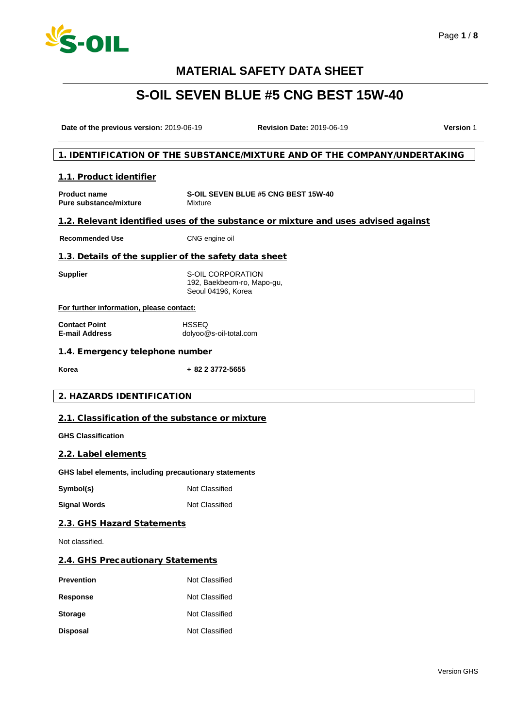# MATERIAL SAFETY DATA SHEET

# S-OIL SEVEN BLUE #5 CNG BEST 15W-40

**Date of the previous version:** 2019-06-19 **Revision Date:** 2019-06-19 **Version** 1

## 1. IDENTIFICATION OF THE SUBSTANCE/MIXTURE AND OF THE COMPANY/UNDERTAKING

### 1.1. Product identifier

| | |
|---|---|
| **Product name** | **S-OIL SEVEN BLUE #5 CNG BEST 15W-40** |
| **Pure substance/mixture** | Mixture |

### 1.2. Relevant identified uses of the substance or mixture and uses advised against

| | |
|---|---|
| **Recommended Use** | CNG engine oil |

### 1.3. Details of the supplier of the safety data sheet

| | |
|---|---|
| **Supplier** | S-OIL CORPORATION<br>192, Baekbeom-ro, Mapo-gu,<br>Seoul 04196, Korea |

**For further information, please contact:**

| | |
|---|---|
| **Contact Point** | HSSEQ |
| **E-mail Address** | dolyoo@s-oil-total.com |

### 1.4. Emergency telephone number

| | |
|---|---|
| **Korea** | **+ 82 2 3772-5655** |

## 2. HAZARDS IDENTIFICATION

### 2.1. Classification of the substance or mixture

**GHS Classification**

### 2.2. Label elements

**GHS label elements, including precautionary statements**

| | |
|---|---|
| **Symbol(s)** | Not Classified |
| **Signal Words** | Not Classified |

### 2.3. GHS Hazard Statements

Not classified.

### 2.4. GHS Precautionary Statements

| | |
|---|---|
| **Prevention** | Not Classified |
| **Response** | Not Classified |
| **Storage** | Not Classified |
| **Disposal** | Not Classified |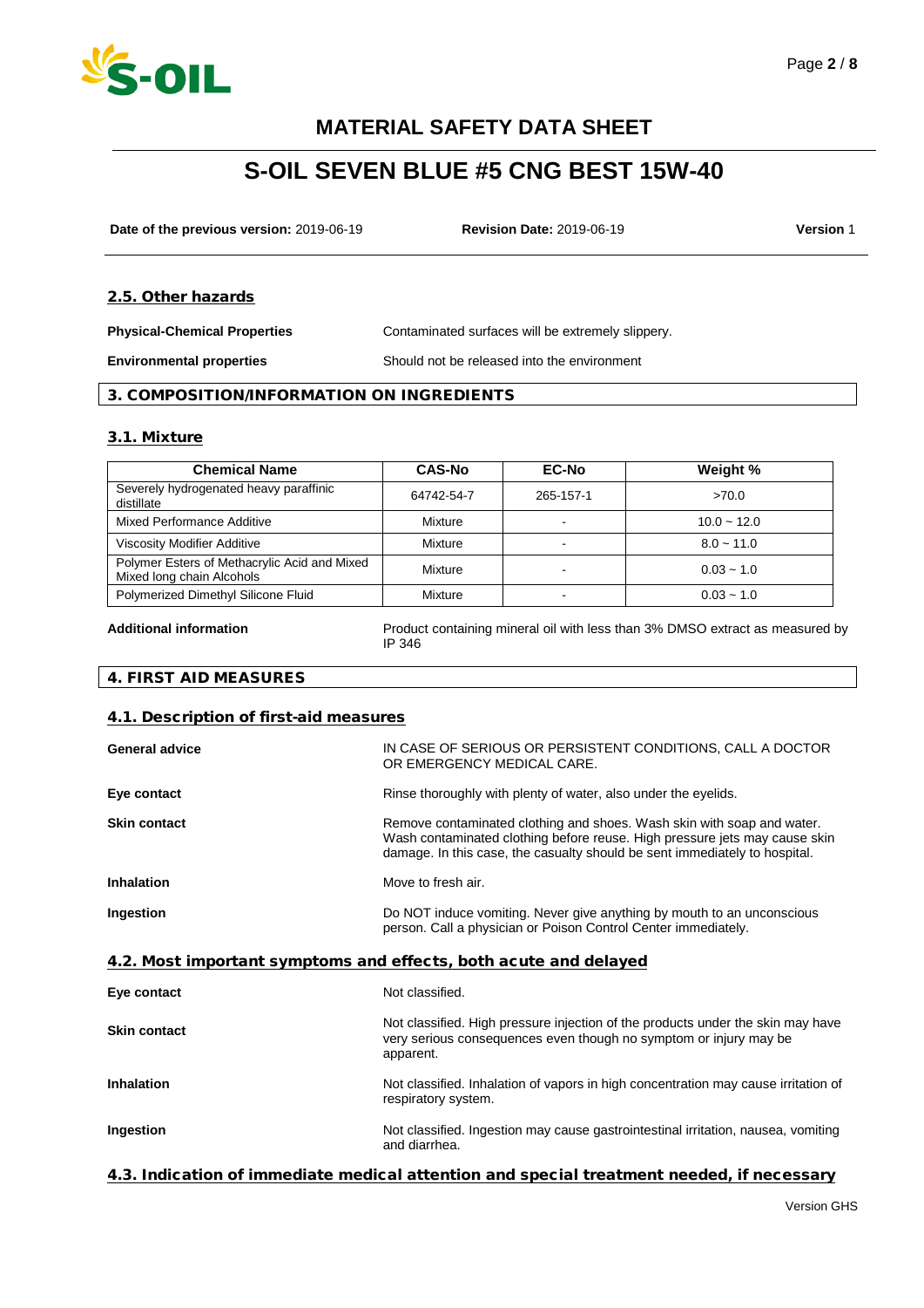## 2.5. Other hazards

**Physical-Chemical Properties** Contaminated surfaces will be extremely slippery.

**Environmental properties** Should not be released into the environment

## 3. COMPOSITION/INFORMATION ON INGREDIENTS

### 3.1. Mixture

| Chemical Name | CAS-No | EC-No | Weight % |
|---|---|---|---|
| Severely hydrogenated heavy paraffinic distillate | 64742-54-7 | 265-157-1 | >70.0 |
| Mixed Performance Additive | Mixture | - | 10.0 ~ 12.0 |
| Viscosity Modifier Additive | Mixture | - | 8.0 ~ 11.0 |
| Polymer Esters of Methacrylic Acid and Mixed Mixed long chain Alcohols | Mixture | - | 0.03 ~ 1.0 |
| Polymerized Dimethyl Silicone Fluid | Mixture | - | 0.03 ~ 1.0 |

**Additional information** Product containing mineral oil with less than 3% DMSO extract as measured by IP 346

## 4. FIRST AID MEASURES

### 4.1. Description of first-aid measures

**General advice** IN CASE OF SERIOUS OR PERSISTENT CONDITIONS, CALL A DOCTOR OR EMERGENCY MEDICAL CARE.

**Eye contact** Rinse thoroughly with plenty of water, also under the eyelids.

**Skin contact** Remove contaminated clothing and shoes. Wash skin with soap and water. Wash contaminated clothing before reuse. High pressure jets may cause skin damage. In this case, the casualty should be sent immediately to hospital.

**Inhalation** Move to fresh air.

**Ingestion** Do NOT induce vomiting. Never give anything by mouth to an unconscious person. Call a physician or Poison Control Center immediately.

### 4.2. Most important symptoms and effects, both acute and delayed

**Eye contact** Not classified.

**Skin contact** Not classified. High pressure injection of the products under the skin may have very serious consequences even though no symptom or injury may be apparent.

**Inhalation** Not classified. Inhalation of vapors in high concentration may cause irritation of respiratory system.

**Ingestion** Not classified. Ingestion may cause gastrointestinal irritation, nausea, vomiting and diarrhea.

### 4.3. Indication of immediate medical attention and special treatment needed, if necessary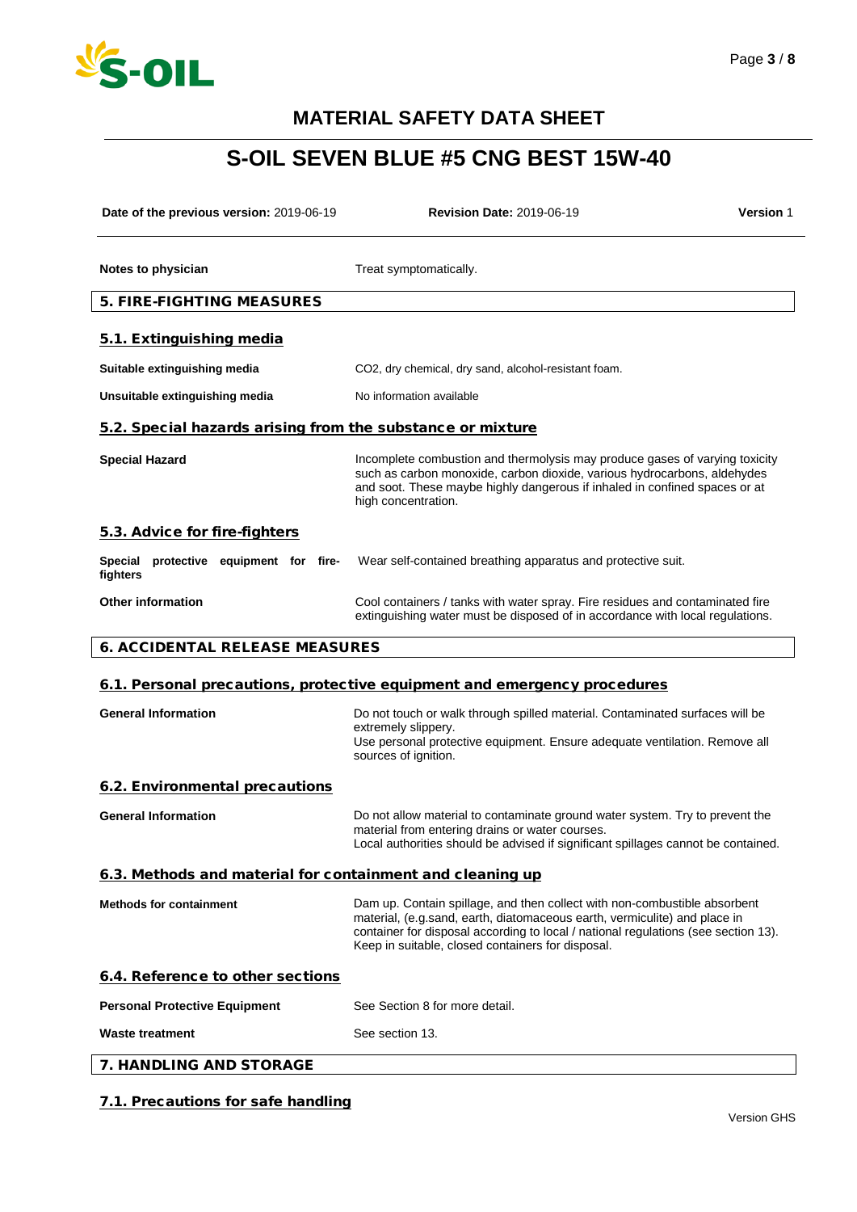# MATERIAL SAFETY DATA SHEET

# S-OIL SEVEN BLUE #5 CNG BEST 15W-40

**Date of the previous version:** 2019-06-19 **Revision Date:** 2019-06-19 **Version** 1

| | |
|---|---|
| **Notes to physician** | Treat symptomatically. |

## 5. FIRE-FIGHTING MEASURES

### 5.1. Extinguishing media

| | |
|---|---|
| **Suitable extinguishing media** | $CO_2$, dry chemical, dry sand, alcohol-resistant foam. |
| **Unsuitable extinguishing media** | No information available |

### 5.2. Special hazards arising from the substance or mixture

| | |
|---|---|
| **Special Hazard** | Incomplete combustion and thermolysis may produce gases of varying toxicity such as carbon monoxide, carbon dioxide, various hydrocarbons, aldehydes and soot. These maybe highly dangerous if inhaled in confined spaces or at high concentration. |

### 5.3. Advice for fire-fighters

| | |
|---|---|
| **Special protective equipment for fire-fighters** | Wear self-contained breathing apparatus and protective suit. |
| **Other information** | Cool containers / tanks with water spray. Fire residues and contaminated fire extinguishing water must be disposed of in accordance with local regulations. |

## 6. ACCIDENTAL RELEASE MEASURES

### 6.1. Personal precautions, protective equipment and emergency procedures

| | |
|---|---|
| **General Information** | Do not touch or walk through spilled material. Contaminated surfaces will be extremely slippery.<br>Use personal protective equipment. Ensure adequate ventilation. Remove all sources of ignition. |

### 6.2. Environmental precautions

| | |
|---|---|
| **General Information** | Do not allow material to contaminate ground water system. Try to prevent the material from entering drains or water courses.<br>Local authorities should be advised if significant spillages cannot be contained. |

### 6.3. Methods and material for containment and cleaning up

| | |
|---|---|
| **Methods for containment** | Dam up. Contain spillage, and then collect with non-combustible absorbent material, (e.g.sand, earth, diatomaceous earth, vermiculite) and place in container for disposal according to local / national regulations (see section 13). Keep in suitable, closed containers for disposal. |

### 6.4. Reference to other sections

| | |
|---|---|
| **Personal Protective Equipment** | See Section 8 for more detail. |
| **Waste treatment** | See section 13. |

## 7. HANDLING AND STORAGE

### 7.1. Precautions for safe handling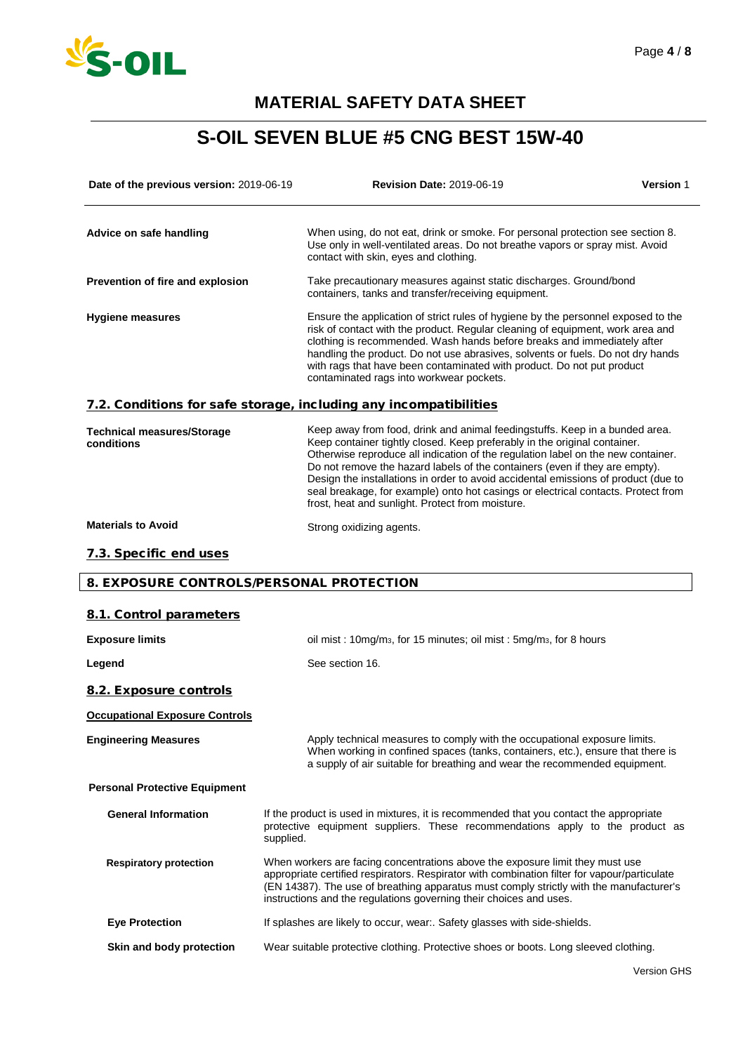# MATERIAL SAFETY DATA SHEET

# S-OIL SEVEN BLUE #5 CNG BEST 15W-40

**Date of the previous version:** 2019-06-19 **Revision Date:** 2019-06-19 **Version** 1

**Advice on safe handling**

When using, do not eat, drink or smoke. For personal protection see section 8. Use only in well-ventilated areas. Do not breathe vapors or spray mist. Avoid contact with skin, eyes and clothing.

**Prevention of fire and explosion**

Take precautionary measures against static discharges. Ground/bond containers, tanks and transfer/receiving equipment.

**Hygiene measures**

Ensure the application of strict rules of hygiene by the personnel exposed to the risk of contact with the product. Regular cleaning of equipment, work area and clothing is recommended. Wash hands before breaks and immediately after handling the product. Do not use abrasives, solvents or fuels. Do not dry hands with rags that have been contaminated with product. Do not put product contaminated rags into workwear pockets.

## 7.2. Conditions for safe storage, including any incompatibilities

**Technical measures/Storage conditions**

Keep away from food, drink and animal feedingstuffs. Keep in a bunded area. Keep container tightly closed. Keep preferably in the original container. Otherwise reproduce all indication of the regulation label on the new container. Do not remove the hazard labels of the containers (even if they are empty). Design the installations in order to avoid accidental emissions of product (due to seal breakage, for example) onto hot casings or electrical contacts. Protect from frost, heat and sunlight. Protect from moisture.

**Materials to Avoid**

Strong oxidizing agents.

## 7.3. Specific end uses

# 8. EXPOSURE CONTROLS/PERSONAL PROTECTION

## 8.1. Control parameters

**Exposure limits**

oil mist : 10mg/m$_3$, for 15 minutes; oil mist : 5mg/m$_3$, for 8 hours

**Legend**

See section 16.

## 8.2. Exposure controls

**Occupational Exposure Controls**

**Engineering Measures**

Apply technical measures to comply with the occupational exposure limits. When working in confined spaces (tanks, containers, etc.), ensure that there is a supply of air suitable for breathing and wear the recommended equipment.

**Personal Protective Equipment**

**General Information**

If the product is used in mixtures, it is recommended that you contact the appropriate protective equipment suppliers. These recommendations apply to the product as supplied.

**Respiratory protection**

When workers are facing concentrations above the exposure limit they must use appropriate certified respirators. Respirator with combination filter for vapour/particulate (EN 14387). The use of breathing apparatus must comply strictly with the manufacturer's instructions and the regulations governing their choices and uses.

**Eye Protection**

If splashes are likely to occur, wear:. Safety glasses with side-shields.

**Skin and body protection**

Wear suitable protective clothing. Protective shoes or boots. Long sleeved clothing.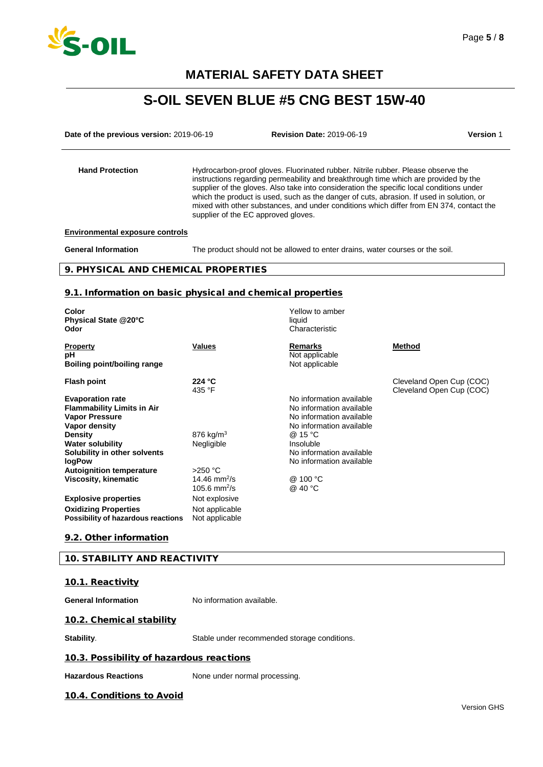**Hand Protection**

Hydrocarbon-proof gloves. Fluorinated rubber. Nitrile rubber. Please observe the instructions regarding permeability and breakthrough time which are provided by the supplier of the gloves. Also take into consideration the specific local conditions under which the product is used, such as the danger of cuts, abrasion. If used in solution, or mixed with other substances, and under conditions which differ from EN 374, contact the supplier of the EC approved gloves.

**Environmental exposure controls**

**General Information** The product should not be allowed to enter drains, water courses or the soil.

## 9. PHYSICAL AND CHEMICAL PROPERTIES

### 9.1. Information on basic physical and chemical properties

| | |
|---|---|
| **Color** | Yellow to amber |
| **Physical State @20°C** | liquid |
| **Odor** | Characteristic |

| Property | Values | Remarks | Method |
|---|---|---|---|
| **pH** | | Not applicable | |
| **Boiling point/boiling range** | | Not applicable | |
| **Flash point** | **224 °C** | | Cleveland Open Cup (COC) |
| | 435 °F | | Cleveland Open Cup (COC) |
| **Evaporation rate** | | No information available | |
| **Flammability Limits in Air** | | No information available | |
| **Vapor Pressure** | | No information available | |
| **Vapor density** | | No information available | |
| **Density** | 876 kg/m$^3$ | @ 15 °C | |
| **Water solubility** | Negligible | Insoluble | |
| **Solubility in other solvents** | | No information available | |
| **logPow** | | No information available | |
| **Autoignition temperature** | >250 °C | | |
| **Viscosity, kinematic** | 14.46 mm$^2$/s | @ 100 °C | |
| | 105.6 mm$^2$/s | @ 40 °C | |
| **Explosive properties** | Not explosive | | |
| **Oxidizing Properties** | Not applicable | | |
| **Possibility of hazardous reactions** | Not applicable | | |

### 9.2. Other information

## 10. STABILITY AND REACTIVITY

### 10.1. Reactivity

**General Information** No information available.

### 10.2. Chemical stability

**Stability**. Stable under recommended storage conditions.

### 10.3. Possibility of hazardous reactions

**Hazardous Reactions** None under normal processing.

### 10.4. Conditions to Avoid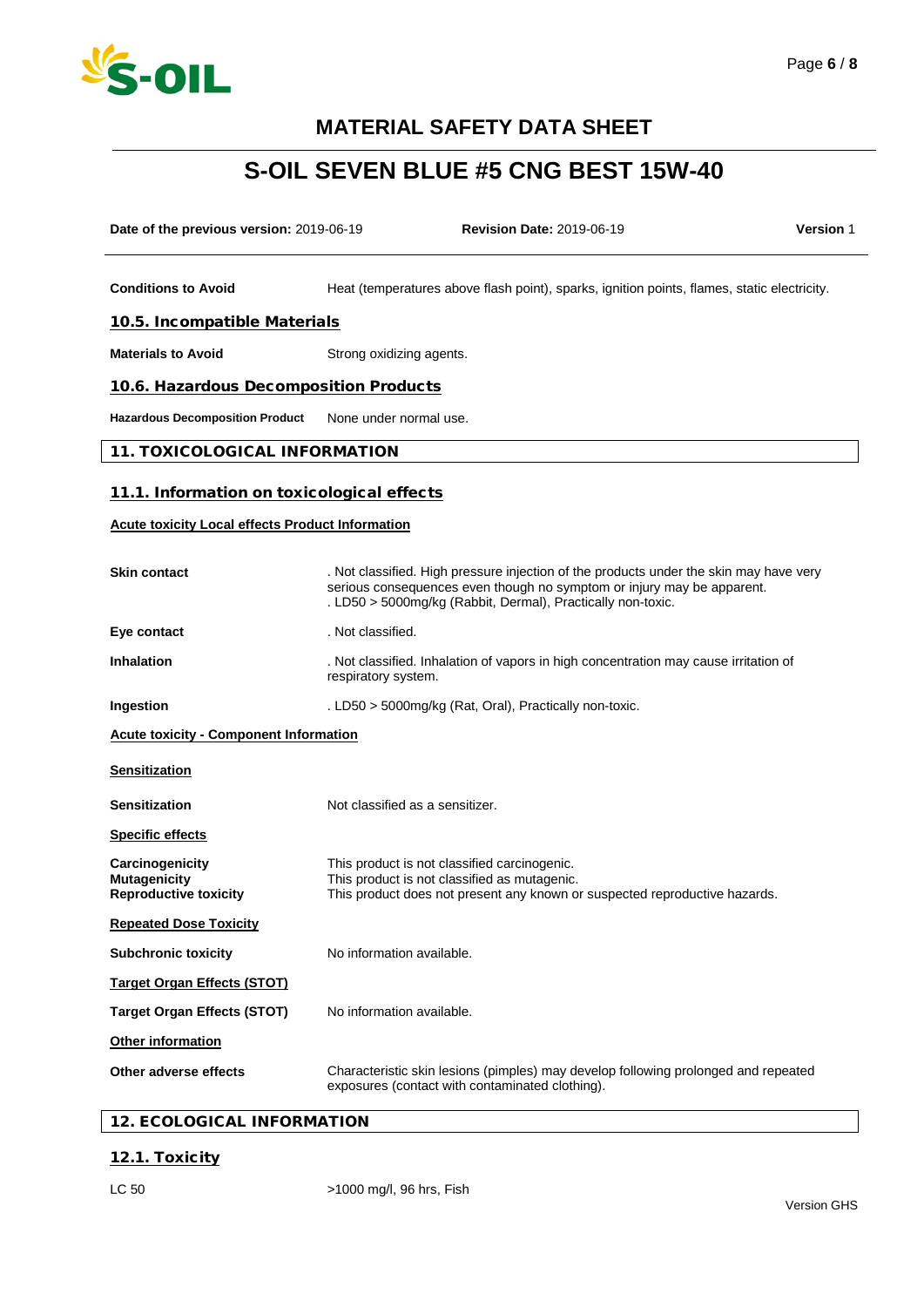| | |
|---|---|
| **Conditions to Avoid** | Heat (temperatures above flash point), sparks, ignition points, flames, static electricity. |

## 10.5. Incompatible Materials

| | |
|---|---|
| **Materials to Avoid** | Strong oxidizing agents. |

## 10.6. Hazardous Decomposition Products

| | |
|---|---|
| **Hazardous Decomposition Product** | None under normal use. |

# 11. TOXICOLOGICAL INFORMATION

## 11.1. Information on toxicological effects

**Acute toxicity Local effects Product Information**

| | |
|---|---|
| **Skin contact** | . Not classified. High pressure injection of the products under the skin may have very serious consequences even though no symptom or injury may be apparent.<br>. LD50 > 5000mg/kg (Rabbit, Dermal), Practically non-toxic. |
| **Eye contact** | . Not classified. |
| **Inhalation** | . Not classified. Inhalation of vapors in high concentration may cause irritation of respiratory system. |
| **Ingestion** | . LD50 > 5000mg/kg (Rat, Oral), Practically non-toxic. |

**Acute toxicity - Component Information**

**Sensitization**

| | |
|---|---|
| **Sensitization** | Not classified as a sensitizer. |

**Specific effects**

| | |
|---|---|
| **Carcinogenicity** | This product is not classified carcinogenic. |
| **Mutagenicity** | This product is not classified as mutagenic. |
| **Reproductive toxicity** | This product does not present any known or suspected reproductive hazards. |

**Repeated Dose Toxicity**

| | |
|---|---|
| **Subchronic toxicity** | No information available. |

**Target Organ Effects (STOT)**

| | |
|---|---|
| **Target Organ Effects (STOT)** | No information available. |

**Other information**

| | |
|---|---|
| **Other adverse effects** | Characteristic skin lesions (pimples) may develop following prolonged and repeated exposures (contact with contaminated clothing). |

# 12. ECOLOGICAL INFORMATION

## 12.1. Toxicity

| | |
|---|---|
| LC 50 | >1000 mg/l, 96 hrs, Fish |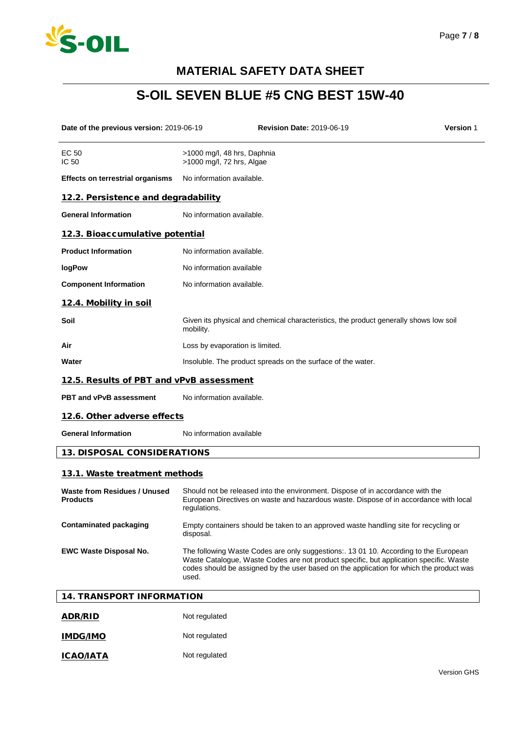| | |
|---|---|
| EC 50 | >1000 mg/l, 48 hrs, Daphnia |
| IC 50 | >1000 mg/l, 72 hrs, Algae |

**Effects on terrestrial organisms** No information available.

### 12.2. Persistence and degradability

**General Information** No information available.

### 12.3. Bioaccumulative potential

**Product Information** No information available.

**logPow** No information available

**Component Information** No information available.

### 12.4. Mobility in soil

**Soil** Given its physical and chemical characteristics, the product generally shows low soil mobility.

**Air** Loss by evaporation is limited.

**Water** Insoluble. The product spreads on the surface of the water.

### 12.5. Results of PBT and vPvB assessment

**PBT and vPvB assessment** No information available.

### 12.6. Other adverse effects

**General Information** No information available

## 13. DISPOSAL CONSIDERATIONS

### 13.1. Waste treatment methods

**Waste from Residues / Unused Products** Should not be released into the environment. Dispose of in accordance with the European Directives on waste and hazardous waste. Dispose of in accordance with local regulations.

**Contaminated packaging** Empty containers should be taken to an approved waste handling site for recycling or disposal.

**EWC Waste Disposal No.** The following Waste Codes are only suggestions:. 13 01 10. According to the European Waste Catalogue, Waste Codes are not product specific, but application specific. Waste codes should be assigned by the user based on the application for which the product was used.

## 14. TRANSPORT INFORMATION

**ADR/RID** Not regulated

**IMDG/IMO** Not regulated

**ICAO/IATA** Not regulated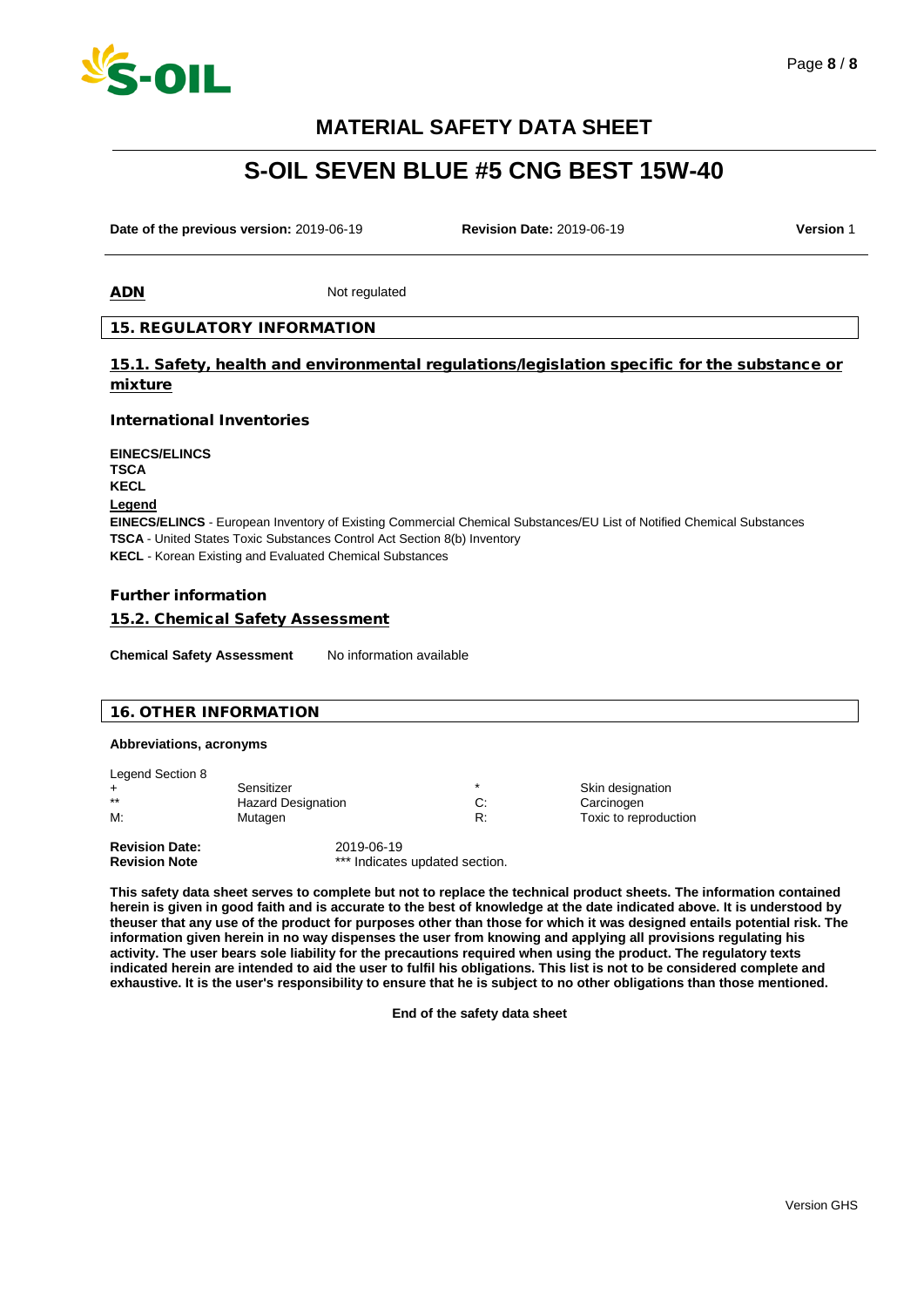**ADN** Not regulated

## 15. REGULATORY INFORMATION

### 15.1. Safety, health and environmental regulations/legislation specific for the substance or mixture

#### International Inventories

**EINECS/ELINCS**
**TSCA**
**KECL**

**Legend**

**EINECS/ELINCS** - European Inventory of Existing Commercial Chemical Substances/EU List of Notified Chemical Substances
**TSCA** - United States Toxic Substances Control Act Section 8(b) Inventory
**KECL** - Korean Existing and Evaluated Chemical Substances

#### Further information

### 15.2. Chemical Safety Assessment

**Chemical Safety Assessment** No information available

## 16. OTHER INFORMATION

**Abbreviations, acronyms**

Legend Section 8

| | | | |
|---|---|---|---|
| + | Sensitizer | * | Skin designation |
| ** | Hazard Designation | C: | Carcinogen |
| M: | Mutagen | R: | Toxic to reproduction |

**Revision Date:** 2019-06-19
**Revision Note** *** Indicates updated section.

**This safety data sheet serves to complete but not to replace the technical product sheets. The information contained herein is given in good faith and is accurate to the best of knowledge at the date indicated above. It is understood by theuser that any use of the product for purposes other than those for which it was designed entails potential risk. The information given herein in no way dispenses the user from knowing and applying all provisions regulating his activity. The user bears sole liability for the precautions required when using the product. The regulatory texts indicated herein are intended to aid the user to fulfil his obligations. This list is not to be considered complete and exhaustive. It is the user's responsibility to ensure that he is subject to no other obligations than those mentioned.**

**End of the safety data sheet**